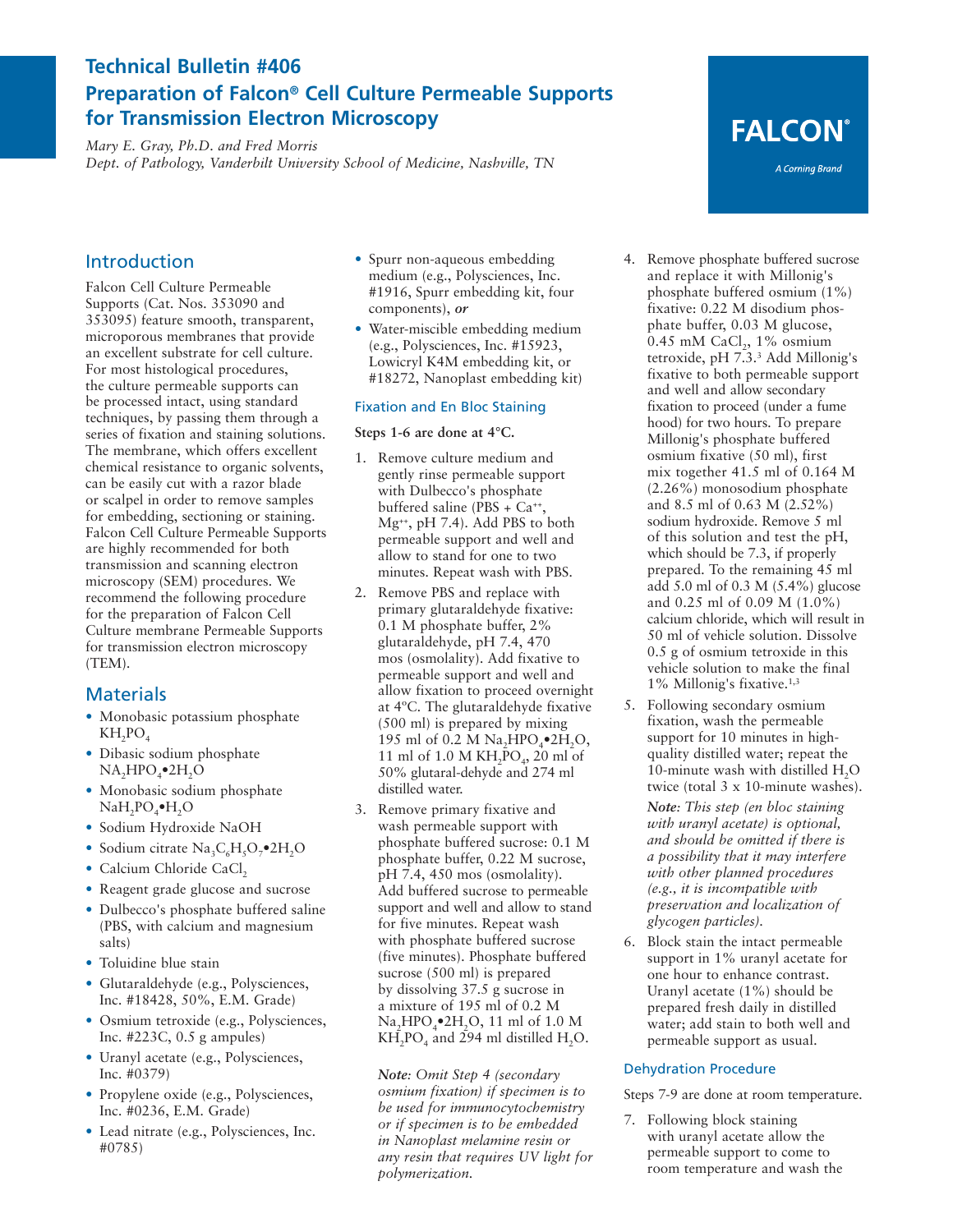# Technical Bulletin #406

# Preparation of Falcon® Cell Culture Permeable Supports for Transmission Electron Microscopy

*Mary E. Gray, Ph.D. and Fred Morris*
*Dept. of Pathology, Vanderbilt University School of Medicine, Nashville, TN*

FALCON® A Corning Brand

## Introduction

Falcon Cell Culture Permeable Supports (Cat. Nos. 353090 and 353095) feature smooth, transparent, microporous membranes that provide an excellent substrate for cell culture. For most histological procedures, the culture permeable supports can be processed intact, using standard techniques, by passing them through a series of fixation and staining solutions. The membrane, which offers excellent chemical resistance to organic solvents, can be easily cut with a razor blade or scalpel in order to remove samples for embedding, sectioning or staining. Falcon Cell Culture Permeable Supports are highly recommended for both transmission and scanning electron microscopy (SEM) procedures. We recommend the following procedure for the preparation of Falcon Cell Culture membrane Permeable Supports for transmission electron microscopy (TEM).

## Materials

- Monobasic potassium phosphate $KH_2PO_4$
- Dibasic sodium phosphate $NA_2HPO_4•2H_2O$
- Monobasic sodium phosphate $NaH_2PO_4•H_2O$
- Sodium Hydroxide NaOH
- Sodium citrate $Na_3C_6H_5O_7•2H_2O$
- Calcium Chloride $CaCl_2$
- Reagent grade glucose and sucrose
- Dulbecco's phosphate buffered saline (PBS, with calcium and magnesium salts)
- Toluidine blue stain
- Glutaraldehyde (e.g., Polysciences, Inc. #18428, 50%, E.M. Grade)
- Osmium tetroxide (e.g., Polysciences, Inc. #223C, 0.5 g ampules)
- Uranyl acetate (e.g., Polysciences, Inc. #0379)
- Propylene oxide (e.g., Polysciences, Inc. #0236, E.M. Grade)
- Lead nitrate (e.g., Polysciences, Inc. #0785)
- Spurr non-aqueous embedding medium (e.g., Polysciences, Inc. #1916, Spurr embedding kit, four components), *or*
- Water-miscible embedding medium (e.g., Polysciences, Inc. #15923, Lowicryl K4M embedding kit, or #18272, Nanoplast embedding kit)

### Fixation and En Bloc Staining

**Steps 1-6 are done at 4°C.**

1. Remove culture medium and gently rinse permeable support with Dulbecco's phosphate buffered saline (PBS + $Ca^{++}$, $Mg^{++}$, pH 7.4). Add PBS to both permeable support and well and allow to stand for one to two minutes. Repeat wash with PBS.
2. Remove PBS and replace with primary glutaraldehyde fixative: 0.1 M phosphate buffer, 2% glutaraldehyde, pH 7.4, 470 mos (osmolality). Add fixative to permeable support and well and allow fixation to proceed overnight at 4ºC. The glutaraldehyde fixative (500 ml) is prepared by mixing 195 ml of 0.2 M $Na_2HPO_4•2H_2O$, 11 ml of 1.0 M $KH_2PO_4$, 20 ml of 50% glutaral-dehyde and 274 ml distilled water.
3. Remove primary fixative and wash permeable support with phosphate buffered sucrose: 0.1 M phosphate buffer, 0.22 M sucrose, pH 7.4, 450 mos (osmolality). Add buffered sucrose to permeable support and well and allow to stand for five minutes. Repeat wash with phosphate buffered sucrose (five minutes). Phosphate buffered sucrose (500 ml) is prepared by dissolving 37.5 g sucrose in a mixture of 195 ml of 0.2 M $Na_2HPO_4•2H_2O$, 11 ml of 1.0 M $KH_2PO_4$ and 294 ml distilled $H_2O$.

   ***Note**: Omit Step 4 (secondary osmium fixation) if specimen is to be used for immunocytochemistry or if specimen is to be embedded in Nanoplast melamine resin or any resin that requires UV light for polymerization.*

4. Remove phosphate buffered sucrose and replace it with Millonig's phosphate buffered osmium (1%) fixative: 0.22 M disodium phosphate buffer, 0.03 M glucose, 0.45 mM $CaCl_2$, 1% osmium tetroxide, pH 7.3.[3] Add Millonig's fixative to both permeable support and well and allow secondary fixation to proceed (under a fume hood) for two hours. To prepare Millonig's phosphate buffered osmium fixative (50 ml), first mix together 41.5 ml of 0.164 M (2.26%) monosodium phosphate and 8.5 ml of 0.63 M (2.52%) sodium hydroxide. Remove 5 ml of this solution and test the pH, which should be 7.3, if properly prepared. To the remaining 45 ml add 5.0 ml of 0.3 M (5.4%) glucose and 0.25 ml of 0.09 M (1.0%) calcium chloride, which will result in 50 ml of vehicle solution. Dissolve 0.5 g of osmium tetroxide in this vehicle solution to make the final 1% Millonig's fixative.[1,3]
5. Following secondary osmium fixation, wash the permeable support for 10 minutes in high-quality distilled water; repeat the 10-minute wash with distilled $H_2O$ twice (total 3 x 10-minute washes).

   ***Note**: This step (en bloc staining with uranyl acetate) is optional, and should be omitted if there is a possibility that it may interfere with other planned procedures (e.g., it is incompatible with preservation and localization of glycogen particles).*

6. Block stain the intact permeable support in 1% uranyl acetate for one hour to enhance contrast. Uranyl acetate (1%) should be prepared fresh daily in distilled water; add stain to both well and permeable support as usual.

### Dehydration Procedure

Steps 7-9 are done at room temperature.

7. Following block staining with uranyl acetate allow the permeable support to come to room temperature and wash the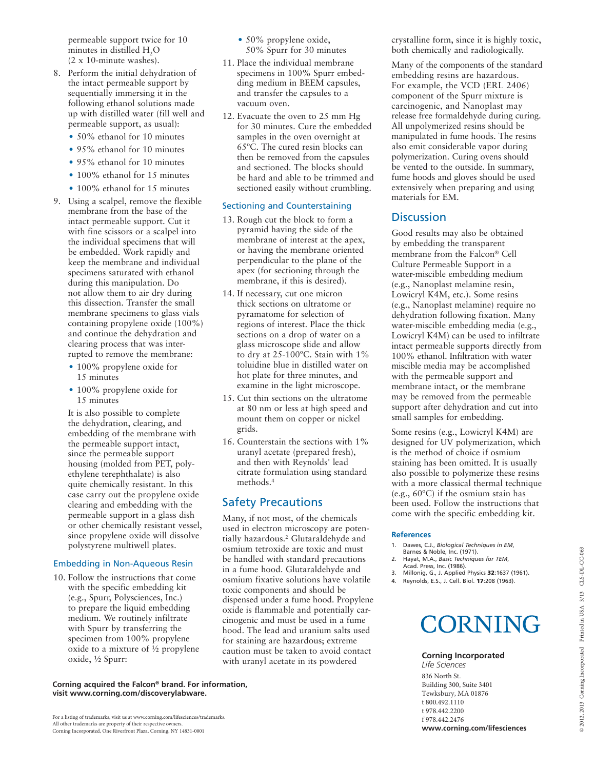permeable support twice for 10 minutes in distilled $H_2O$ (2 x 10-minute washes).

8. Perform the initial dehydration of the intact permeable support by sequentially immersing it in the following ethanol solutions made up with distilled water (fill well and permeable support, as usual):
   - 50% ethanol for 10 minutes
   - 95% ethanol for 10 minutes
   - 95% ethanol for 10 minutes
   - 100% ethanol for 15 minutes
   - 100% ethanol for 15 minutes
9. Using a scalpel, remove the flexible membrane from the base of the intact permeable support. Cut it with fine scissors or a scalpel into the individual specimens that will be embedded. Work rapidly and keep the membrane and individual specimens saturated with ethanol during this manipulation. Do not allow them to air dry during this dissection. Transfer the small membrane specimens to glass vials containing propylene oxide (100%) and continue the dehydration and clearing process that was interrupted to remove the membrane:
   - 100% propylene oxide for 15 minutes
   - 100% propylene oxide for 15 minutes

   It is also possible to complete the dehydration, clearing, and embedding of the membrane with the permeable support intact, since the permeable support housing (molded from PET, polyethylene terephthalate) is also quite chemically resistant. In this case carry out the propylene oxide clearing and embedding with the permeable support in a glass dish or other chemically resistant vessel, since propylene oxide will dissolve polystyrene multiwell plates.

### Embedding in Non-Aqueous Resin

10. Follow the instructions that come with the specific embedding kit (e.g., Spurr, Polysciences, Inc.) to prepare the liquid embedding medium. We routinely infiltrate with Spurr by transferring the specimen from 100% propylene oxide to a mixture of ½ propylene oxide, ½ Spurr:
    - 50% propylene oxide, 50% Spurr for 30 minutes
11. Place the individual membrane specimens in 100% Spurr embedding medium in BEEM capsules, and transfer the capsules to a vacuum oven.
12. Evacuate the oven to 25 mm Hg for 30 minutes. Cure the embedded samples in the oven overnight at 65°C. The cured resin blocks can then be removed from the capsules and sectioned. The blocks should be hard and able to be trimmed and sectioned easily without crumbling.

### Sectioning and Counterstaining

13. Rough cut the block to form a pyramid having the side of the membrane of interest at the apex, or having the membrane oriented perpendicular to the plane of the apex (for sectioning through the membrane, if this is desired).
14. If necessary, cut one micron thick sections on ultratome or pyramatome for selection of regions of interest. Place the thick sections on a drop of water on a glass microscope slide and allow to dry at 25-100°C. Stain with 1% toluidine blue in distilled water on hot plate for three minutes, and examine in the light microscope.
15. Cut thin sections on the ultratome at 80 nm or less at high speed and mount them on copper or nickel grids.
16. Counterstain the sections with 1% uranyl acetate (prepared fresh), and then with Reynolds' lead citrate formulation using standard methods.[4]

## Safety Precautions

Many, if not most, of the chemicals used in electron microscopy are potentially hazardous.[2] Glutaraldehyde and osmium tetroxide are toxic and must be handled with standard precautions in a fume hood. Glutaraldehyde and osmium fixative solutions have volatile toxic components and should be dispensed under a fume hood. Propylene oxide is flammable and potentially carcinogenic and must be used in a fume hood. The lead and uranium salts used for staining are hazardous; extreme caution must be taken to avoid contact with uranyl acetate in its powdered crystalline form, since it is highly toxic, both chemically and radiologically.

Many of the components of the standard embedding resins are hazardous. For example, the VCD (ERL 2406) component of the Spurr mixture is carcinogenic, and Nanoplast may release free formaldehyde during curing. All unpolymerized resins should be manipulated in fume hoods. The resins also emit considerable vapor during polymerization. Curing ovens should be vented to the outside. In summary, fume hoods and gloves should be used extensively when preparing and using materials for EM.

## Discussion

Good results may also be obtained by embedding the transparent membrane from the Falcon® Cell Culture Permeable Support in a water-miscible embedding medium (e.g., Nanoplast melamine resin, Lowicryl K4M, etc.). Some resins (e.g., Nanoplast melamine) require no dehydration following fixation. Many water-miscible embedding media (e.g., Lowicryl K4M) can be used to infiltrate intact permeable supports directly from 100% ethanol. Infiltration with water miscible media may be accomplished with the permeable support and membrane intact, or the membrane may be removed from the permeable support after dehydration and cut into small samples for embedding.

Some resins (e.g., Lowicryl K4M) are designed for UV polymerization, which is the method of choice if osmium staining has been omitted. It is usually also possible to polymerize these resins with a more classical thermal technique (e.g., 60°C) if the osmium stain has been used. Follow the instructions that come with the specific embedding kit.

### References

1. Dawes, C.J., *Biological Techniques in EM*, Barnes & Noble, Inc. (1971).
2. Hayat, M.A., *Basic Techniques for TEM*, Acad. Press, Inc. (1986).
3. Millonig, G., J. Applied Physics **32**:1637 (1961).
4. Reynolds, E.S., J. Cell. Biol. **17**:208 (1963).

**Corning acquired the Falcon® brand. For information, visit www.corning.com/discoverylabware.**

For a listing of trademarks, visit us at www.corning.com/lifesciences/trademarks.
All other trademarks are property of their respective owners.
Corning Incorporated, One Riverfront Plaza, Corning, NY 14831-0001

CORNING

**Corning Incorporated**
*Life Sciences*
836 North St.
Building 300, Suite 3401
Tewksbury, MA 01876
t 800.492.1110
t 978.442.2200
f 978.442.2476
**www.corning.com/lifesciences**

© 2012, 2013 Corning Incorporated Printed in USA 3/13 CLS-DL-CC-063